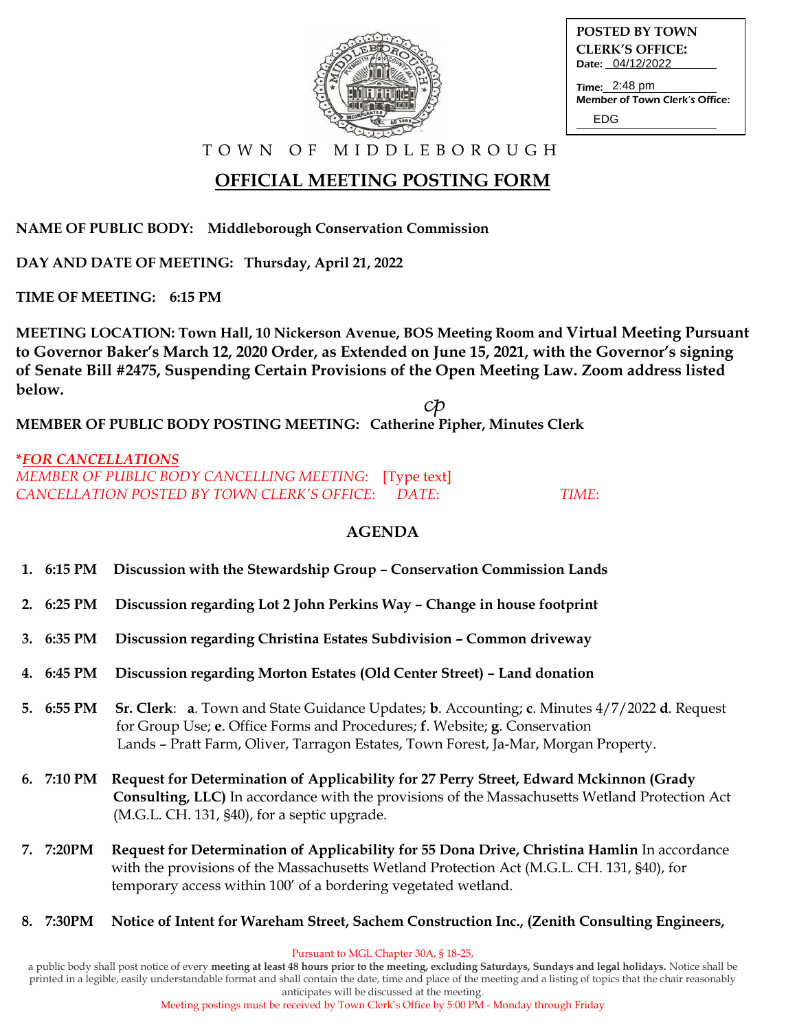**POSTED BY TOWN CLERK'S OFFICE:**
Date: 04/12/2022
Time: 2:48 pm
Member of Town Clerk's Office: EDG

TOWN OF MIDDLEBOROUGH

# OFFICIAL MEETING POSTING FORM

**NAME OF PUBLIC BODY: Middleborough Conservation Commission**

**DAY AND DATE OF MEETING: Thursday, April 21, 2022**

**TIME OF MEETING: 6:15 PM**

**MEETING LOCATION: Town Hall, 10 Nickerson Avenue, BOS Meeting Room and Virtual Meeting Pursuant to Governor Baker's March 12, 2020 Order, as Extended on June 15, 2021, with the Governor's signing of Senate Bill #2475, Suspending Certain Provisions of the Open Meeting Law. Zoom address listed below.**

**MEMBER OF PUBLIC BODY POSTING MEETING: Catherine Pipher, Minutes Clerk** *cp*

***FOR CANCELLATIONS***
*MEMBER OF PUBLIC BODY CANCELLING MEETING:* [Type text]
*CANCELLATION POSTED BY TOWN CLERK'S OFFICE: DATE: TIME:*

## AGENDA

1. **6:15 PM Discussion with the Stewardship Group – Conservation Commission Lands**
2. **6:25 PM Discussion regarding Lot 2 John Perkins Way – Change in house footprint**
3. **6:35 PM Discussion regarding Christina Estates Subdivision – Common driveway**
4. **6:45 PM Discussion regarding Morton Estates (Old Center Street) – Land donation**
5. **6:55 PM Sr. Clerk**: **a**. Town and State Guidance Updates; **b**. Accounting; **c**. Minutes 4/7/2022 **d**. Request for Group Use; **e**. Office Forms and Procedures; **f**. Website; **g**. Conservation Lands – Pratt Farm, Oliver, Tarragon Estates, Town Forest, Ja-Mar, Morgan Property.
6. **7:10 PM Request for Determination of Applicability for 27 Perry Street, Edward Mckinnon (Grady Consulting, LLC)** In accordance with the provisions of the Massachusetts Wetland Protection Act (M.G.L. CH. 131, §40), for a septic upgrade.
7. **7:20PM Request for Determination of Applicability for 55 Dona Drive, Christina Hamlin** In accordance with the provisions of the Massachusetts Wetland Protection Act (M.G.L. CH. 131, §40), for temporary access within 100' of a bordering vegetated wetland.
8. **7:30PM Notice of Intent for Wareham Street, Sachem Construction Inc., (Zenith Consulting Engineers,**

Pursuant to MGL Chapter 30A, § 18-25,
a public body shall post notice of every **meeting at least 48 hours prior to the meeting, excluding Saturdays, Sundays and legal holidays.** Notice shall be printed in a legible, easily understandable format and shall contain the date, time and place of the meeting and a listing of topics that the chair reasonably anticipates will be discussed at the meeting.
Meeting postings must be received by Town Clerk's Office by 5:00 PM - Monday through Friday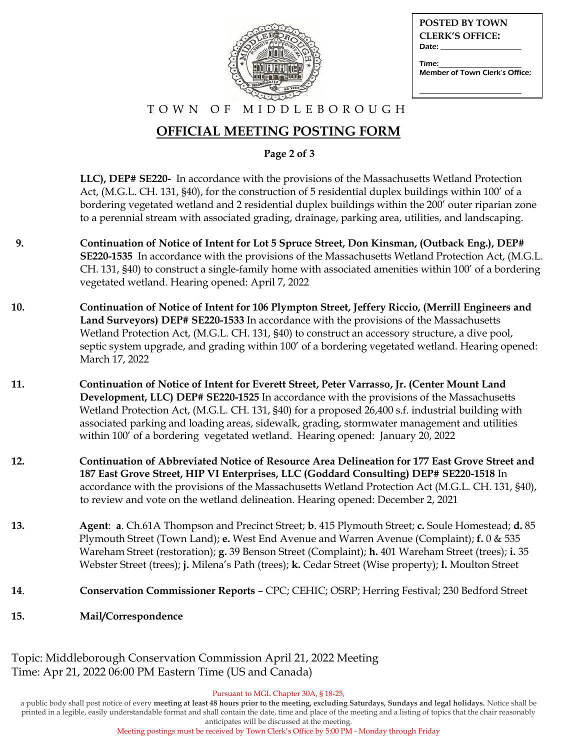**POSTED BY TOWN CLERK'S OFFICE:**
Date: ___________
Time: ___________
Member of Town Clerk's Office:
___________

TOWN OF MIDDLEBOROUGH

# OFFICIAL MEETING POSTING FORM

**LLC), DEP# SE220-** In accordance with the provisions of the Massachusetts Wetland Protection Act, (M.G.L. CH. 131, §40), for the construction of 5 residential duplex buildings within 100′ of a bordering vegetated wetland and 2 residential duplex buildings within the 200′ outer riparian zone to a perennial stream with associated grading, drainage, parking area, utilities, and landscaping.

9. **Continuation of Notice of Intent for Lot 5 Spruce Street, Don Kinsman, (Outback Eng.), DEP# SE220-1535** In accordance with the provisions of the Massachusetts Wetland Protection Act, (M.G.L. CH. 131, §40) to construct a single-family home with associated amenities within 100′ of a bordering vegetated wetland. Hearing opened: April 7, 2022

10. **Continuation of Notice of Intent for 106 Plympton Street, Jeffery Riccio, (Merrill Engineers and Land Surveyors) DEP# SE220-1533** In accordance with the provisions of the Massachusetts Wetland Protection Act, (M.G.L. CH. 131, §40) to construct an accessory structure, a dive pool, septic system upgrade, and grading within 100′ of a bordering vegetated wetland. Hearing opened: March 17, 2022

11. **Continuation of Notice of Intent for Everett Street, Peter Varrasso, Jr. (Center Mount Land Development, LLC) DEP# SE220-1525** In accordance with the provisions of the Massachusetts Wetland Protection Act, (M.G.L. CH. 131, §40) for a proposed 26,400 s.f. industrial building with associated parking and loading areas, sidewalk, grading, stormwater management and utilities within 100′ of a bordering vegetated wetland. Hearing opened: January 20, 2022

12. **Continuation of Abbreviated Notice of Resource Area Delineation for 177 East Grove Street and 187 East Grove Street, HIP VI Enterprises, LLC (Goddard Consulting) DEP# SE220-1518** In accordance with the provisions of the Massachusetts Wetland Protection Act (M.G.L. CH. 131, §40), to review and vote on the wetland delineation. Hearing opened: December 2, 2021

13. **Agent**: **a**. Ch.61A Thompson and Precinct Street; **b**. 415 Plymouth Street; **c.** Soule Homestead; **d.** 85 Plymouth Street (Town Land); **e.** West End Avenue and Warren Avenue (Complaint); **f.** 0 & 535 Wareham Street (restoration); **g.** 39 Benson Street (Complaint); **h.** 401 Wareham Street (trees); **i.** 35 Webster Street (trees); **j.** Milena's Path (trees); **k.** Cedar Street (Wise property); **l.** Moulton Street

14. **Conservation Commissioner Reports** – CPC; CEHIC; OSRP; Herring Festival; 230 Bedford Street

15. **Mail/Correspondence**

Topic: Middleborough Conservation Commission April 21, 2022 Meeting
Time: Apr 21, 2022 06:00 PM Eastern Time (US and Canada)

Pursuant to MGL Chapter 30A, § 18-25,
a public body shall post notice of every **meeting at least 48 hours prior to the meeting, excluding Saturdays, Sundays and legal holidays.** Notice shall be printed in a legible, easily understandable format and shall contain the date, time and place of the meeting and a listing of topics that the chair reasonably anticipates will be discussed at the meeting.
Meeting postings must be received by Town Clerk's Office by 5:00 PM - Monday through Friday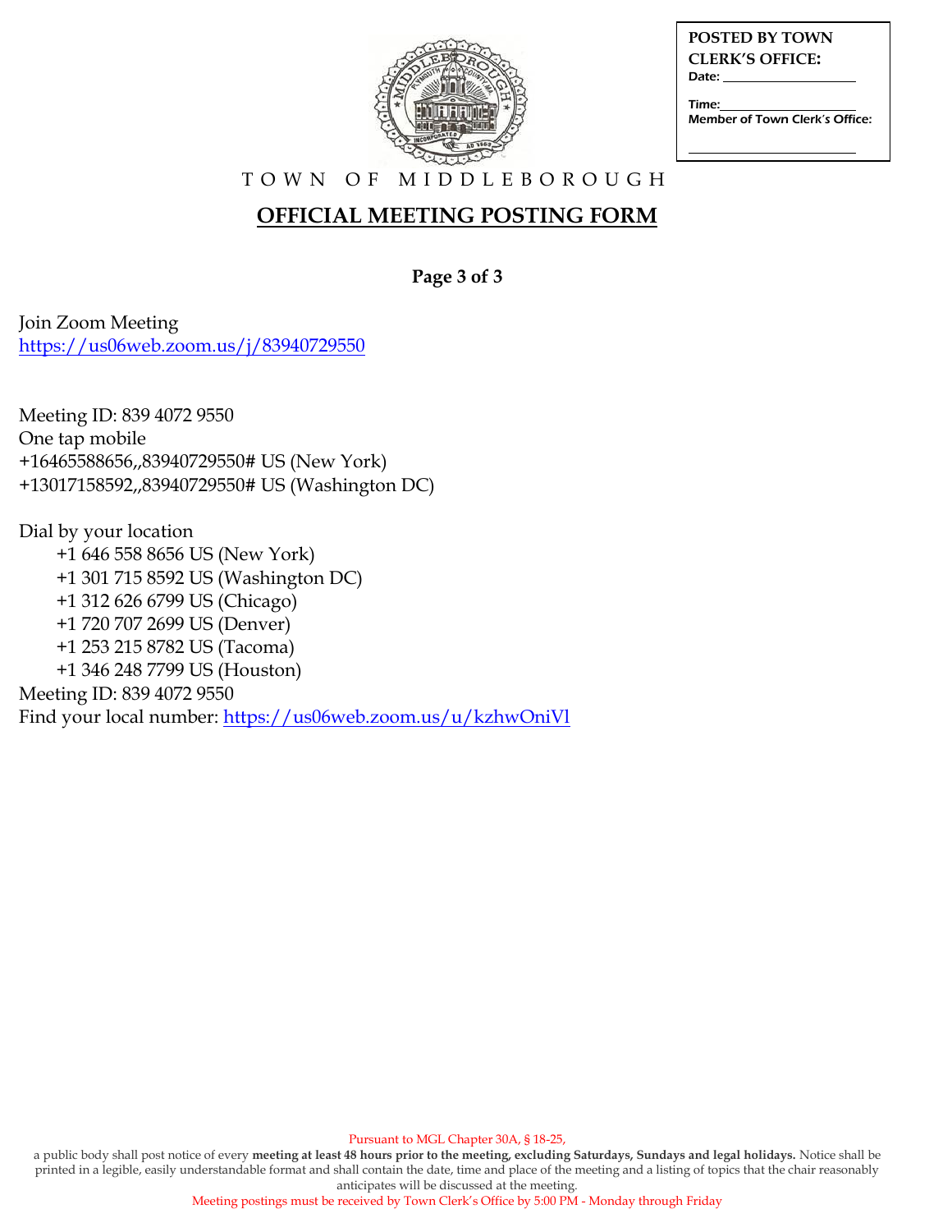POSTED BY TOWN CLERK'S OFFICE:
Date: ____________
Time: ____________
Member of Town Clerk's Office: ____________

TOWN OF MIDDLEBOROUGH

# OFFICIAL MEETING POSTING FORM

**Page 3 of 3**

Join Zoom Meeting
https://us06web.zoom.us/j/83940729550

Meeting ID: 839 4072 9550
One tap mobile
+16465588656,,83940729550# US (New York)
+13017158592,,83940729550# US (Washington DC)

Dial by your location
+1 646 558 8656 US (New York)
+1 301 715 8592 US (Washington DC)
+1 312 626 6799 US (Chicago)
+1 720 707 2699 US (Denver)
+1 253 215 8782 US (Tacoma)
+1 346 248 7799 US (Houston)
Meeting ID: 839 4072 9550
Find your local number: https://us06web.zoom.us/u/kzhwOniVl

Pursuant to MGL Chapter 30A, § 18-25,
a public body shall post notice of every **meeting at least 48 hours prior to the meeting, excluding Saturdays, Sundays and legal holidays.** Notice shall be printed in a legible, easily understandable format and shall contain the date, time and place of the meeting and a listing of topics that the chair reasonably anticipates will be discussed at the meeting.
Meeting postings must be received by Town Clerk's Office by 5:00 PM - Monday through Friday